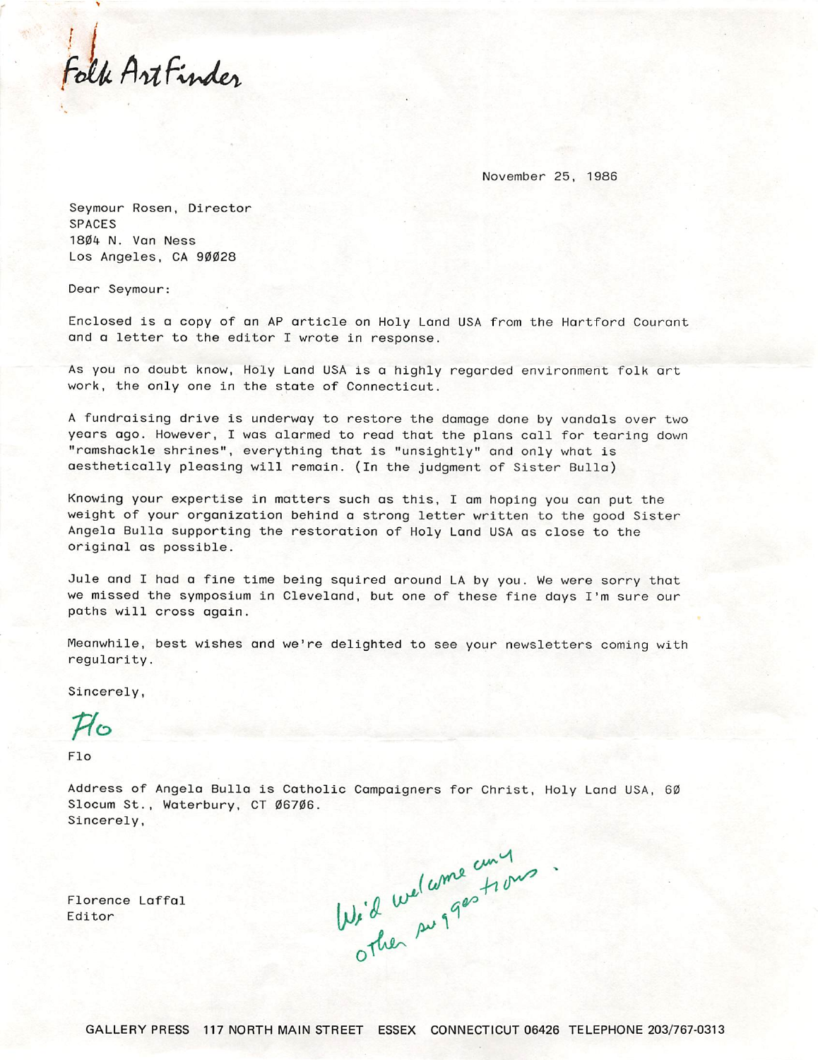Folk Art Finder

November 25, 1986

Seymour Rosen, Director  
SPACES  
1804 N. Van Ness  
Los Angeles, CA 90028

Dear Seymour:

Enclosed is a copy of an AP article on Holy Land USA from the Hartford Courant and a letter to the editor I wrote in response.

As you no doubt know, Holy Land USA is a highly regarded environment folk art work, the only one in the state of Connecticut.

A fundraising drive is underway to restore the damage done by vandals over two years ago. However, I was alarmed to read that the plans call for tearing down "ramshackle shrines", everything that is "unsightly" and only what is aesthetically pleasing will remain. (In the judgment of Sister Bulla)

Knowing your expertise in matters such as this, I am hoping you can put the weight of your organization behind a strong letter written to the good Sister Angela Bulla supporting the restoration of Holy Land USA as close to the original as possible.

Jule and I had a fine time being squired around LA by you. We were sorry that we missed the symposium in Cleveland, but one of these fine days I'm sure our paths will cross again.

Meanwhile, best wishes and we're delighted to see your newsletters coming with regularity.

Sincerely,

Flo

Flo

Address of Angela Bulla is Catholic Campaigners for Christ, Holy Land USA, 60 Slocum St., Waterbury, CT 06706.  
Sincerely,

Florence Laffal  
Editor

We'd welcome any other suggestions.

GALLERY PRESS 117 NORTH MAIN STREET ESSEX CONNECTICUT 06426 TELEPHONE 203/767-0313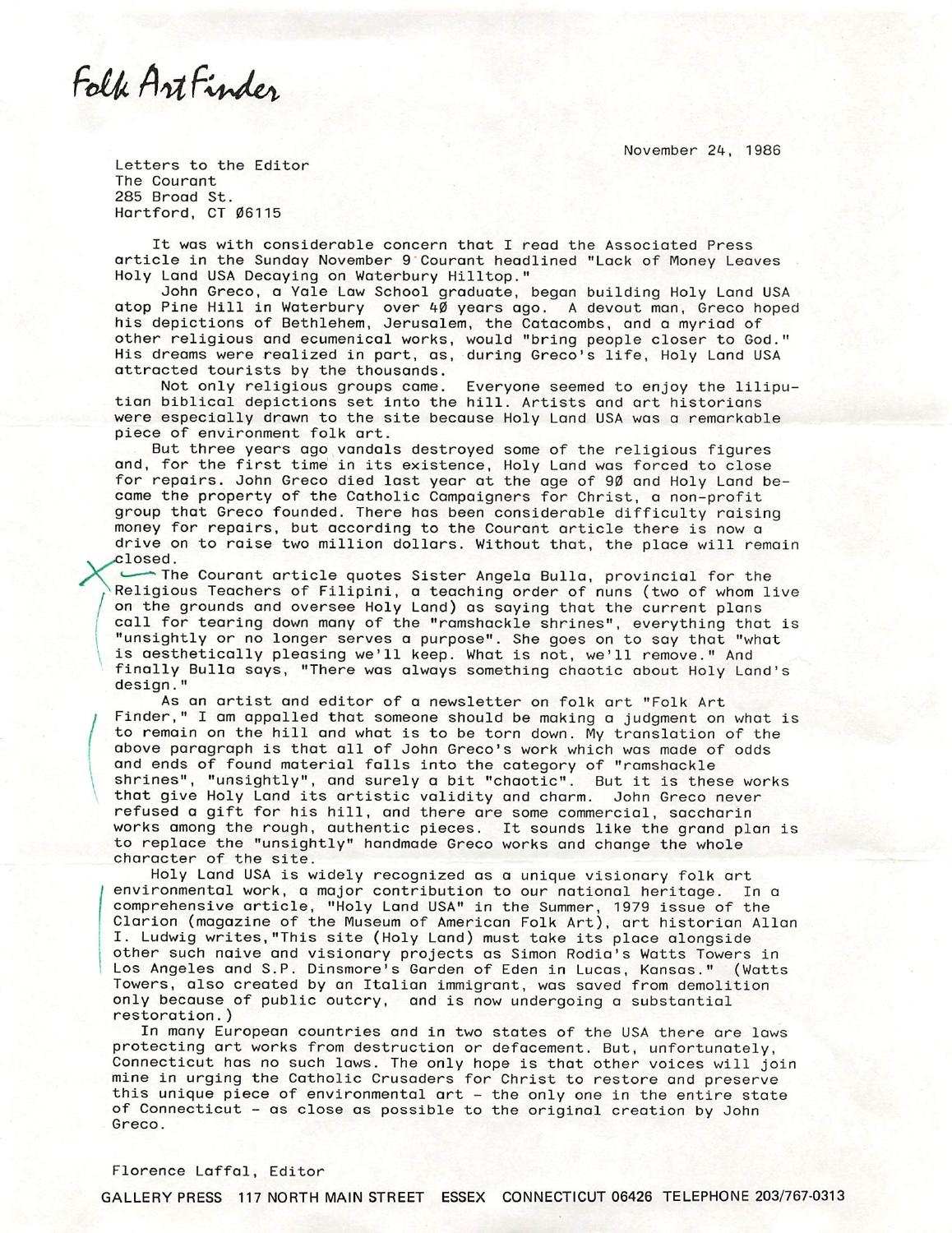Folk Art Finder

November 24, 1986

Letters to the Editor
The Courant
285 Broad St.
Hartford, CT 06115

It was with considerable concern that I read the Associated Press article in the Sunday November 9 Courant headlined "Lack of Money Leaves Holy Land USA Decaying on Waterbury Hilltop."

John Greco, a Yale Law School graduate, began building Holy Land USA atop Pine Hill in Waterbury over 40 years ago. A devout man, Greco hoped his depictions of Bethlehem, Jerusalem, the Catacombs, and a myriad of other religious and ecumenical works, would "bring people closer to God." His dreams were realized in part, as, during Greco's life, Holy Land USA attracted tourists by the thousands.

Not only religious groups came. Everyone seemed to enjoy the liliputian biblical depictions set into the hill. Artists and art historians were especially drawn to the site because Holy Land USA was a remarkable piece of environment folk art.

But three years ago vandals destroyed some of the religious figures and, for the first time in its existence, Holy Land was forced to close for repairs. John Greco died last year at the age of 90 and Holy Land became the property of the Catholic Campaigners for Christ, a non-profit group that Greco founded. There has been considerable difficulty raising money for repairs, but according to the Courant article there is now a drive on to raise two million dollars. Without that, the place will remain closed.

The Courant article quotes Sister Angela Bulla, provincial for the Religious Teachers of Filipini, a teaching order of nuns (two of whom live on the grounds and oversee Holy Land) as saying that the current plans call for tearing down many of the "ramshackle shrines", everything that is "unsightly or no longer serves a purpose". She goes on to say that "what is aesthetically pleasing we'll keep. What is not, we'll remove." And finally Bulla says, "There was always something chaotic about Holy Land's design."

As an artist and editor of a newsletter on folk art "Folk Art Finder," I am appalled that someone should be making a judgment on what is to remain on the hill and what is to be torn down. My translation of the above paragraph is that all of John Greco's work which was made of odds and ends of found material falls into the category of "ramshackle shrines", "unsightly", and surely a bit "chaotic". But it is these works that give Holy Land its artistic validity and charm. John Greco never refused a gift for his hill, and there are some commercial, saccharin works among the rough, authentic pieces. It sounds like the grand plan is to replace the "unsightly" handmade Greco works and change the whole character of the site.

Holy Land USA is widely recognized as a unique visionary folk art environmental work, a major contribution to our national heritage. In a comprehensive article, "Holy Land USA" in the Summer, 1979 issue of the Clarion (magazine of the Museum of American Folk Art), art historian Allan I. Ludwig writes, "This site (Holy Land) must take its place alongside other such naive and visionary projects as Simon Rodia's Watts Towers in Los Angeles and S.P. Dinsmore's Garden of Eden in Lucas, Kansas." (Watts Towers, also created by an Italian immigrant, was saved from demolition only because of public outcry, and is now undergoing a substantial restoration.)

In many European countries and in two states of the USA there are laws protecting art works from destruction or defacement. But, unfortunately, Connecticut has no such laws. The only hope is that other voices will join mine in urging the Catholic Crusaders for Christ to restore and preserve this unique piece of environmental art - the only one in the entire state of Connecticut - as close as possible to the original creation by John Greco.

Florence Laffal, Editor

GALLERY PRESS 117 NORTH MAIN STREET ESSEX CONNECTICUT 06426 TELEPHONE 203/767-0313